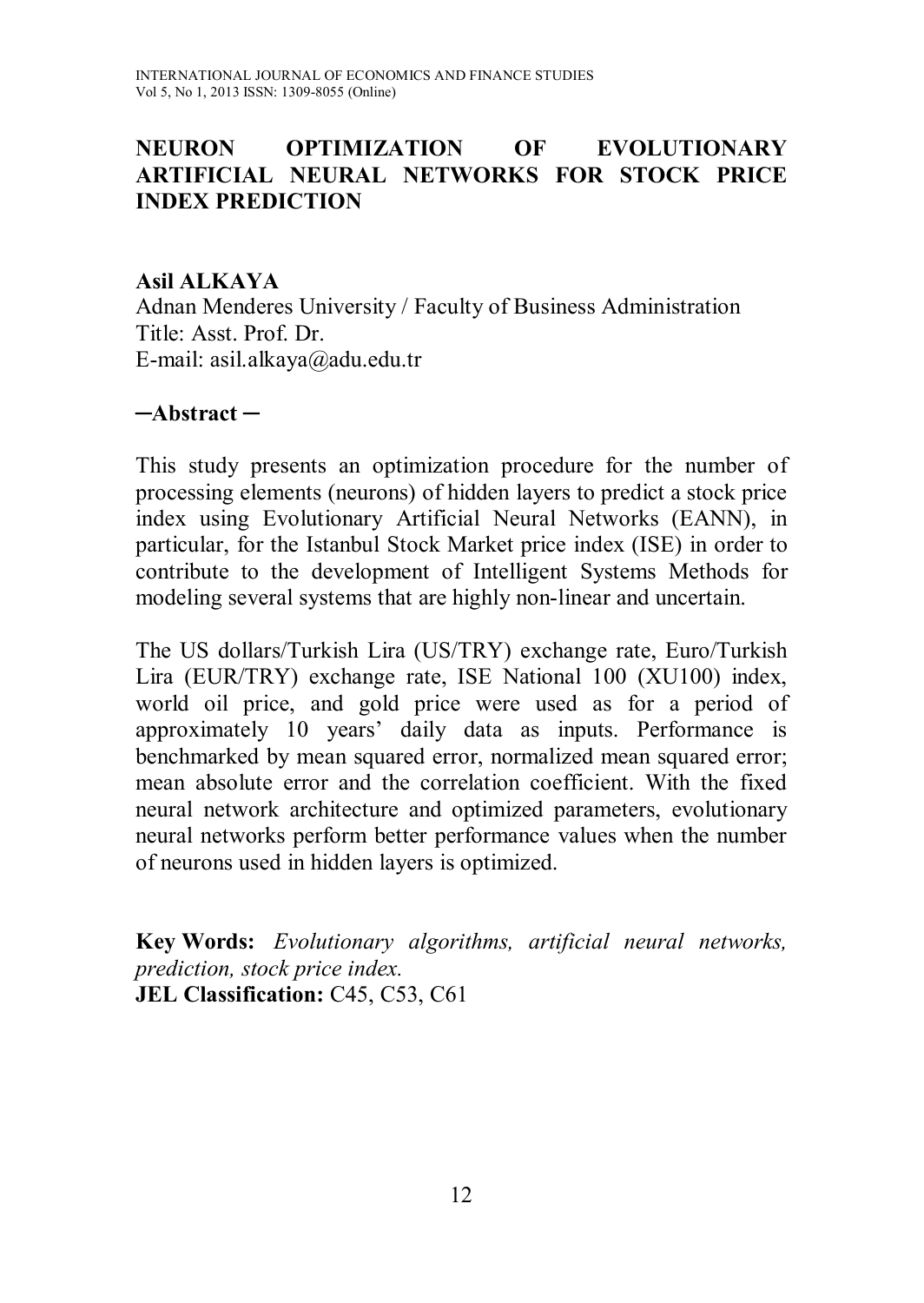# NEURON OPTIMIZATION OF EVOLUTIONARY ARTIFICIAL NEURAL NETWORKS FOR STOCK PRICE INDEX PREDICTION

**Asil ALKAYA**
Adnan Menderes University / Faculty of Business Administration
Title: Asst. Prof. Dr.
E-mail: asil.alkaya@adu.edu.tr

## ─Abstract ─

This study presents an optimization procedure for the number of processing elements (neurons) of hidden layers to predict a stock price index using Evolutionary Artificial Neural Networks (EANN), in particular, for the Istanbul Stock Market price index (ISE) in order to contribute to the development of Intelligent Systems Methods for modeling several systems that are highly non-linear and uncertain.

The US dollars/Turkish Lira (US/TRY) exchange rate, Euro/Turkish Lira (EUR/TRY) exchange rate, ISE National 100 (XU100) index, world oil price, and gold price were used as for a period of approximately 10 years' daily data as inputs. Performance is benchmarked by mean squared error, normalized mean squared error; mean absolute error and the correlation coefficient. With the fixed neural network architecture and optimized parameters, evolutionary neural networks perform better performance values when the number of neurons used in hidden layers is optimized.

**Key Words:** *Evolutionary algorithms, artificial neural networks, prediction, stock price index.*
**JEL Classification:** C45, C53, C61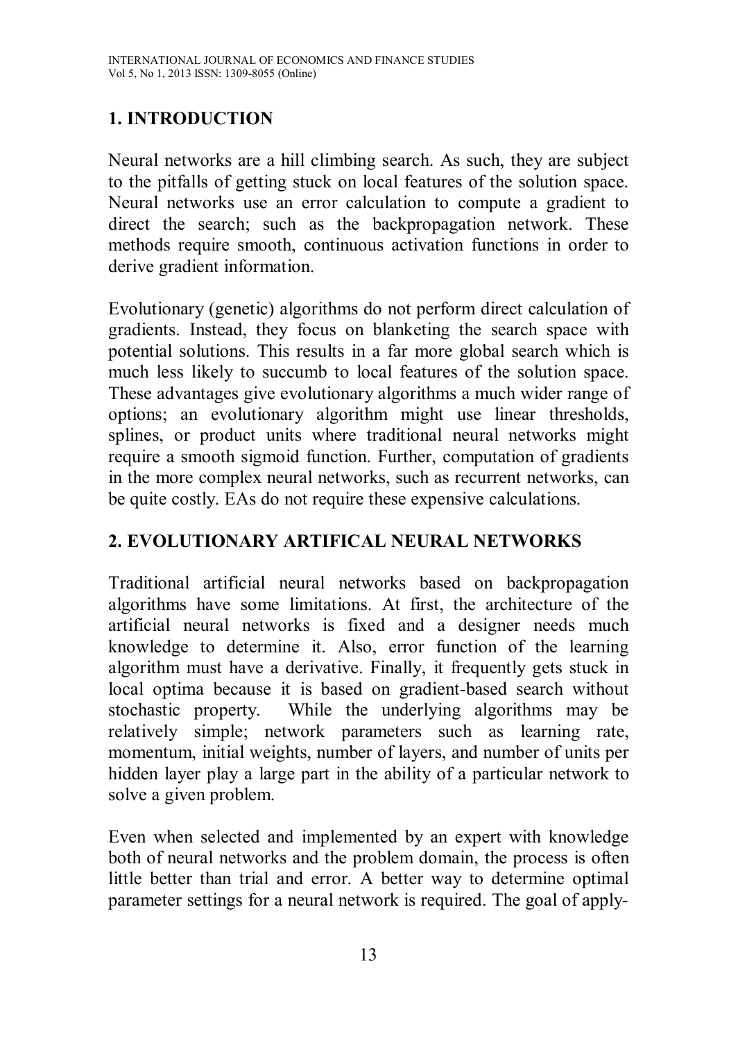## 1. INTRODUCTION

Neural networks are a hill climbing search. As such, they are subject to the pitfalls of getting stuck on local features of the solution space. Neural networks use an error calculation to compute a gradient to direct the search; such as the backpropagation network. These methods require smooth, continuous activation functions in order to derive gradient information.

Evolutionary (genetic) algorithms do not perform direct calculation of gradients. Instead, they focus on blanketing the search space with potential solutions. This results in a far more global search which is much less likely to succumb to local features of the solution space. These advantages give evolutionary algorithms a much wider range of options; an evolutionary algorithm might use linear thresholds, splines, or product units where traditional neural networks might require a smooth sigmoid function. Further, computation of gradients in the more complex neural networks, such as recurrent networks, can be quite costly. EAs do not require these expensive calculations.

## 2. EVOLUTIONARY ARTIFICAL NEURAL NETWORKS

Traditional artificial neural networks based on backpropagation algorithms have some limitations. At first, the architecture of the artificial neural networks is fixed and a designer needs much knowledge to determine it. Also, error function of the learning algorithm must have a derivative. Finally, it frequently gets stuck in local optima because it is based on gradient-based search without stochastic property. While the underlying algorithms may be relatively simple; network parameters such as learning rate, momentum, initial weights, number of layers, and number of units per hidden layer play a large part in the ability of a particular network to solve a given problem.

Even when selected and implemented by an expert with knowledge both of neural networks and the problem domain, the process is often little better than trial and error. A better way to determine optimal parameter settings for a neural network is required. The goal of apply-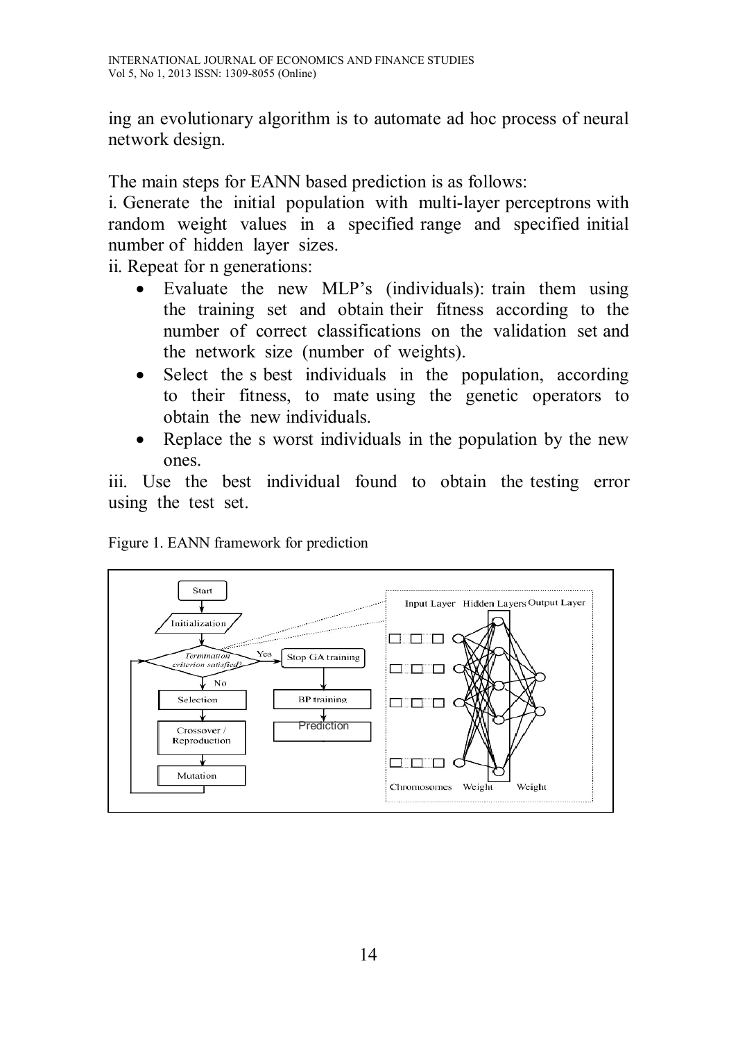ing an evolutionary algorithm is to automate ad hoc process of neural network design.

The main steps for EANN based prediction is as follows:

i. Generate the initial population with multi-layer perceptrons with random weight values in a specified range and specified initial number of hidden layer sizes.

ii. Repeat for n generations:

- Evaluate the new MLP's (individuals): train them using the training set and obtain their fitness according to the number of correct classifications on the validation set and the network size (number of weights).
- Select the s best individuals in the population, according to their fitness, to mate using the genetic operators to obtain the new individuals.
- Replace the s worst individuals in the population by the new ones.

iii. Use the best individual found to obtain the testing error using the test set.

Figure 1. EANN framework for prediction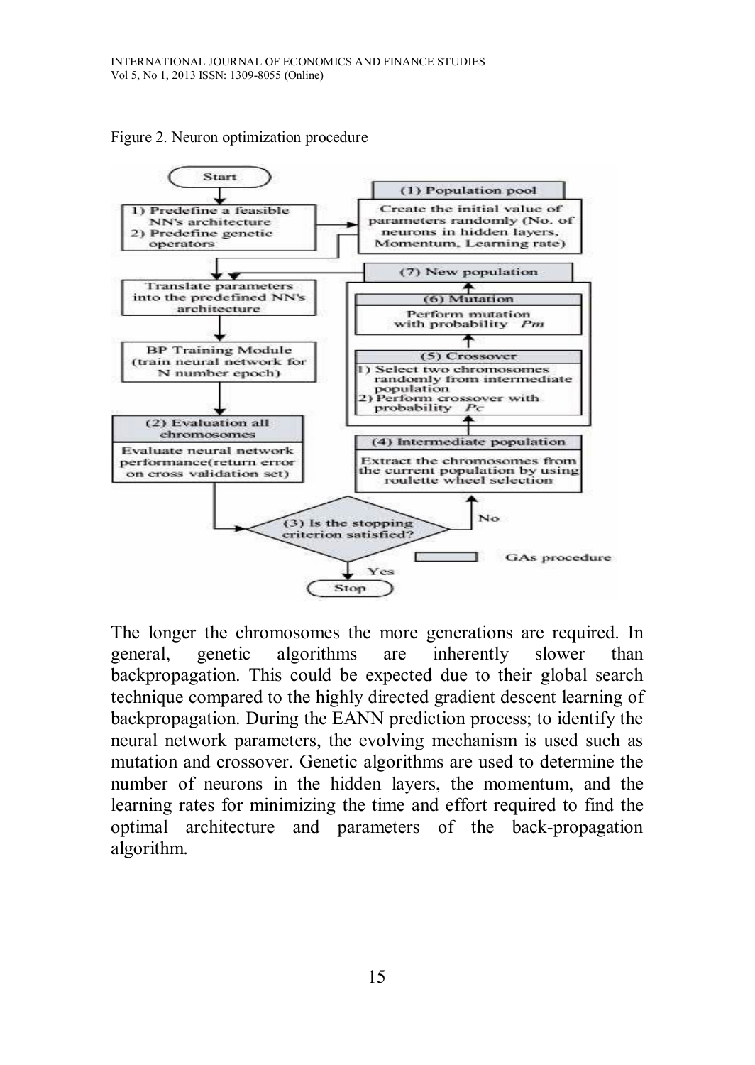Figure 2. Neuron optimization procedure

The longer the chromosomes the more generations are required. In general, genetic algorithms are inherently slower than backpropagation. This could be expected due to their global search technique compared to the highly directed gradient descent learning of backpropagation. During the EANN prediction process; to identify the neural network parameters, the evolving mechanism is used such as mutation and crossover. Genetic algorithms are used to determine the number of neurons in the hidden layers, the momentum, and the learning rates for minimizing the time and effort required to find the optimal architecture and parameters of the back-propagation algorithm.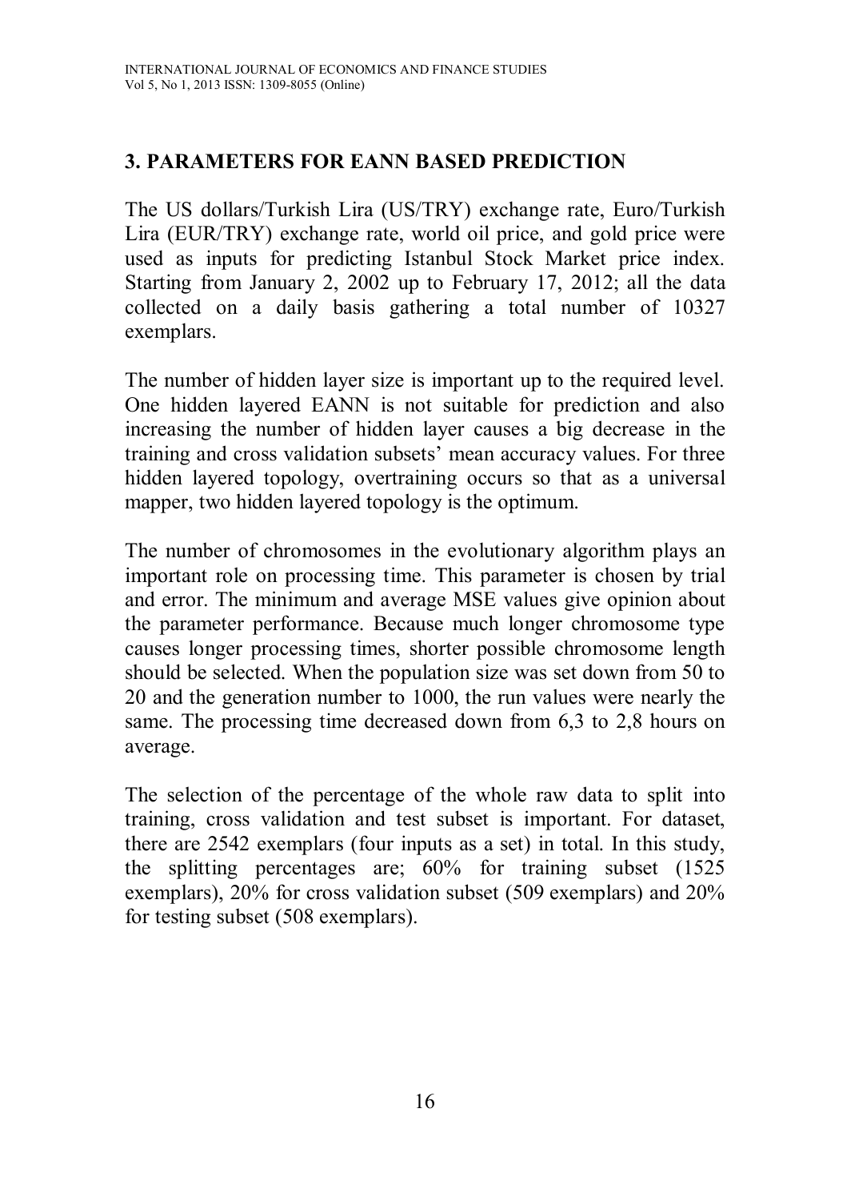## 3. PARAMETERS FOR EANN BASED PREDICTION

The US dollars/Turkish Lira (US/TRY) exchange rate, Euro/Turkish Lira (EUR/TRY) exchange rate, world oil price, and gold price were used as inputs for predicting Istanbul Stock Market price index. Starting from January 2, 2002 up to February 17, 2012; all the data collected on a daily basis gathering a total number of 10327 exemplars.

The number of hidden layer size is important up to the required level. One hidden layered EANN is not suitable for prediction and also increasing the number of hidden layer causes a big decrease in the training and cross validation subsets' mean accuracy values. For three hidden layered topology, overtraining occurs so that as a universal mapper, two hidden layered topology is the optimum.

The number of chromosomes in the evolutionary algorithm plays an important role on processing time. This parameter is chosen by trial and error. The minimum and average MSE values give opinion about the parameter performance. Because much longer chromosome type causes longer processing times, shorter possible chromosome length should be selected. When the population size was set down from 50 to 20 and the generation number to 1000, the run values were nearly the same. The processing time decreased down from 6,3 to 2,8 hours on average.

The selection of the percentage of the whole raw data to split into training, cross validation and test subset is important. For dataset, there are 2542 exemplars (four inputs as a set) in total. In this study, the splitting percentages are; 60% for training subset (1525 exemplars), 20% for cross validation subset (509 exemplars) and 20% for testing subset (508 exemplars).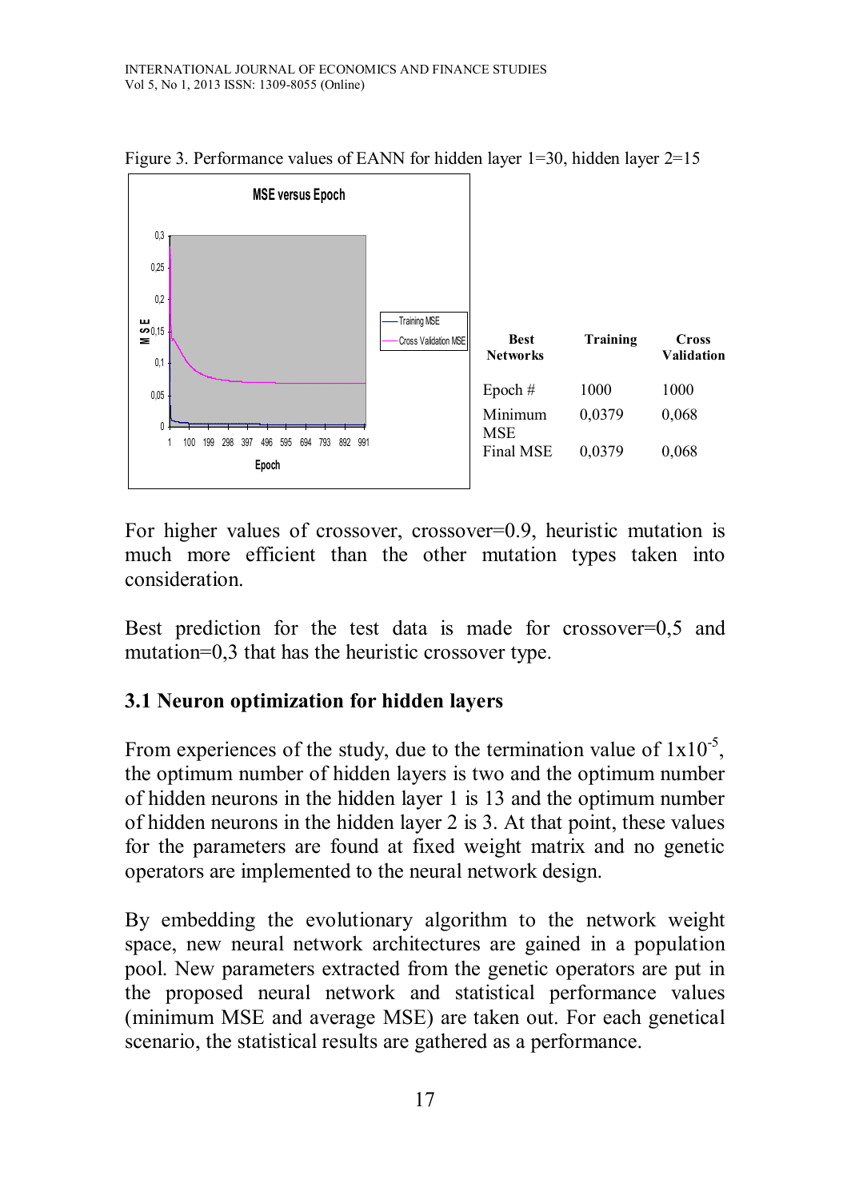Figure 3. Performance values of EANN for hidden layer 1=30, hidden layer 2=15

| Best Networks | Training | Cross Validation |
|---|---|---|
| Epoch # | 1000 | 1000 |
| Minimum MSE | 0,0379 | 0,068 |
| Final MSE | 0,0379 | 0,068 |

For higher values of crossover, crossover=0.9, heuristic mutation is much more efficient than the other mutation types taken into consideration.

Best prediction for the test data is made for crossover=0,5 and mutation=0,3 that has the heuristic crossover type.

## 3.1 Neuron optimization for hidden layers

From experiences of the study, due to the termination value of $1x10^{-5}$, the optimum number of hidden layers is two and the optimum number of hidden neurons in the hidden layer 1 is 13 and the optimum number of hidden neurons in the hidden layer 2 is 3. At that point, these values for the parameters are found at fixed weight matrix and no genetic operators are implemented to the neural network design.

By embedding the evolutionary algorithm to the network weight space, new neural network architectures are gained in a population pool. New parameters extracted from the genetic operators are put in the proposed neural network and statistical performance values (minimum MSE and average MSE) are taken out. For each genetical scenario, the statistical results are gathered as a performance.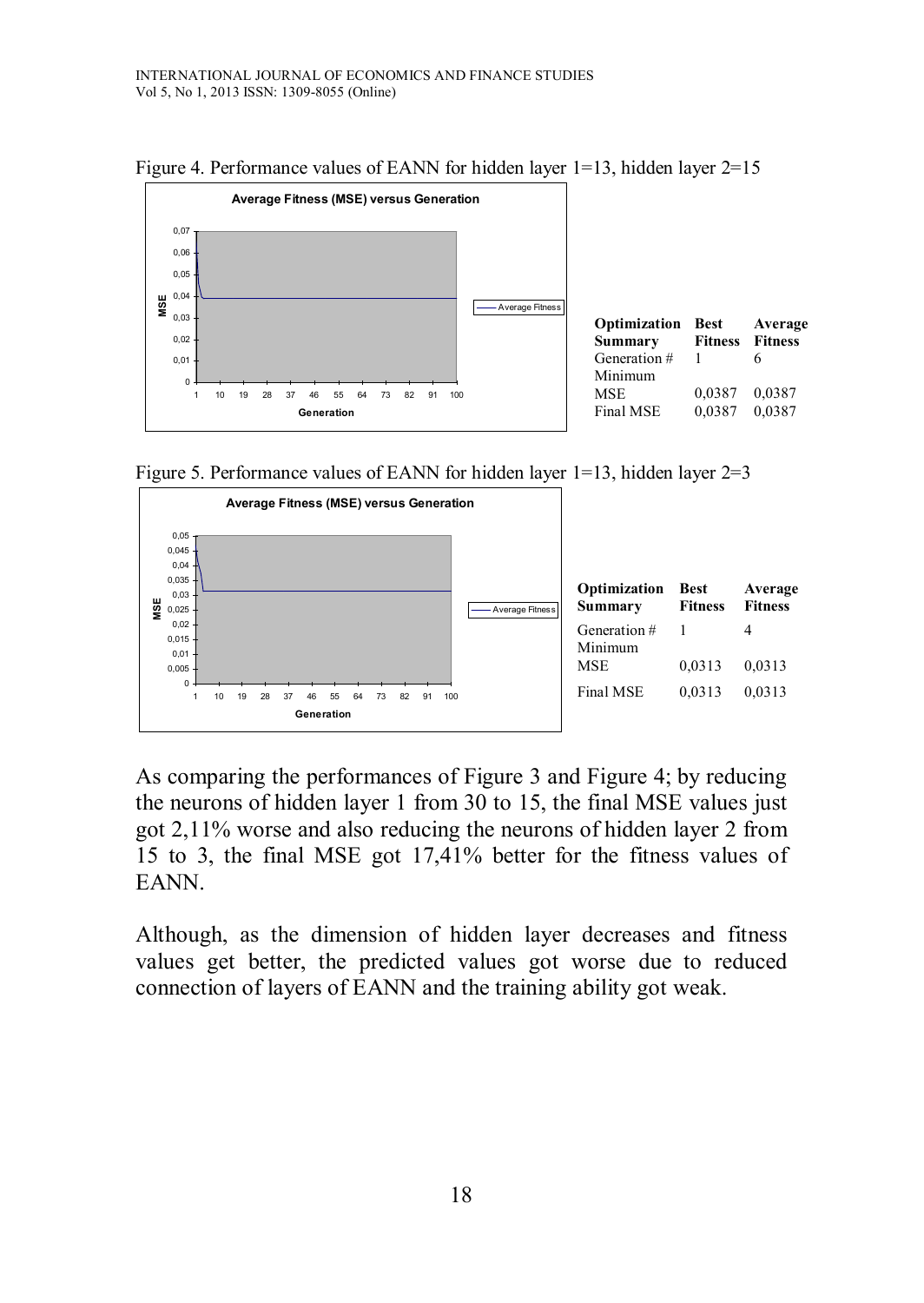Figure 4. Performance values of EANN for hidden layer 1=13, hidden layer 2=15

| Optimization Summary | Best Fitness | Average Fitness |
|---|---|---|
| Generation # | 1 | 6 |
| Minimum MSE | 0,0387 | 0,0387 |
| Final MSE | 0,0387 | 0,0387 |

Figure 5. Performance values of EANN for hidden layer 1=13, hidden layer 2=3

| Optimization Summary | Best Fitness | Average Fitness |
|---|---|---|
| Generation # | 1 | 4 |
| Minimum MSE | 0,0313 | 0,0313 |
| Final MSE | 0,0313 | 0,0313 |

As comparing the performances of Figure 3 and Figure 4; by reducing the neurons of hidden layer 1 from 30 to 15, the final MSE values just got 2,11% worse and also reducing the neurons of hidden layer 2 from 15 to 3, the final MSE got 17,41% better for the fitness values of EANN.

Although, as the dimension of hidden layer decreases and fitness values get better, the predicted values got worse due to reduced connection of layers of EANN and the training ability got weak.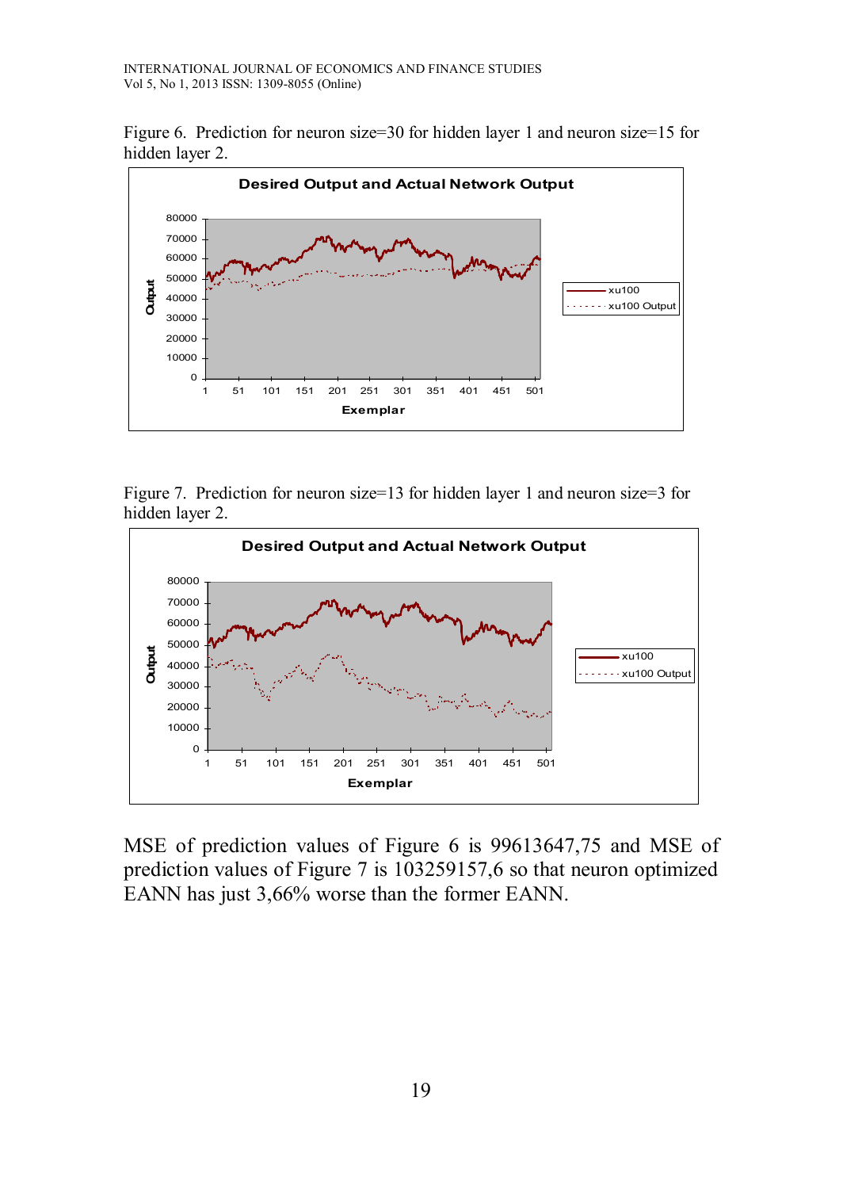Figure 6. Prediction for neuron size=30 for hidden layer 1 and neuron size=15 for hidden layer 2.

Figure 7. Prediction for neuron size=13 for hidden layer 1 and neuron size=3 for hidden layer 2.

MSE of prediction values of Figure 6 is 99613647,75 and MSE of prediction values of Figure 7 is 103259157,6 so that neuron optimized EANN has just 3,66% worse than the former EANN.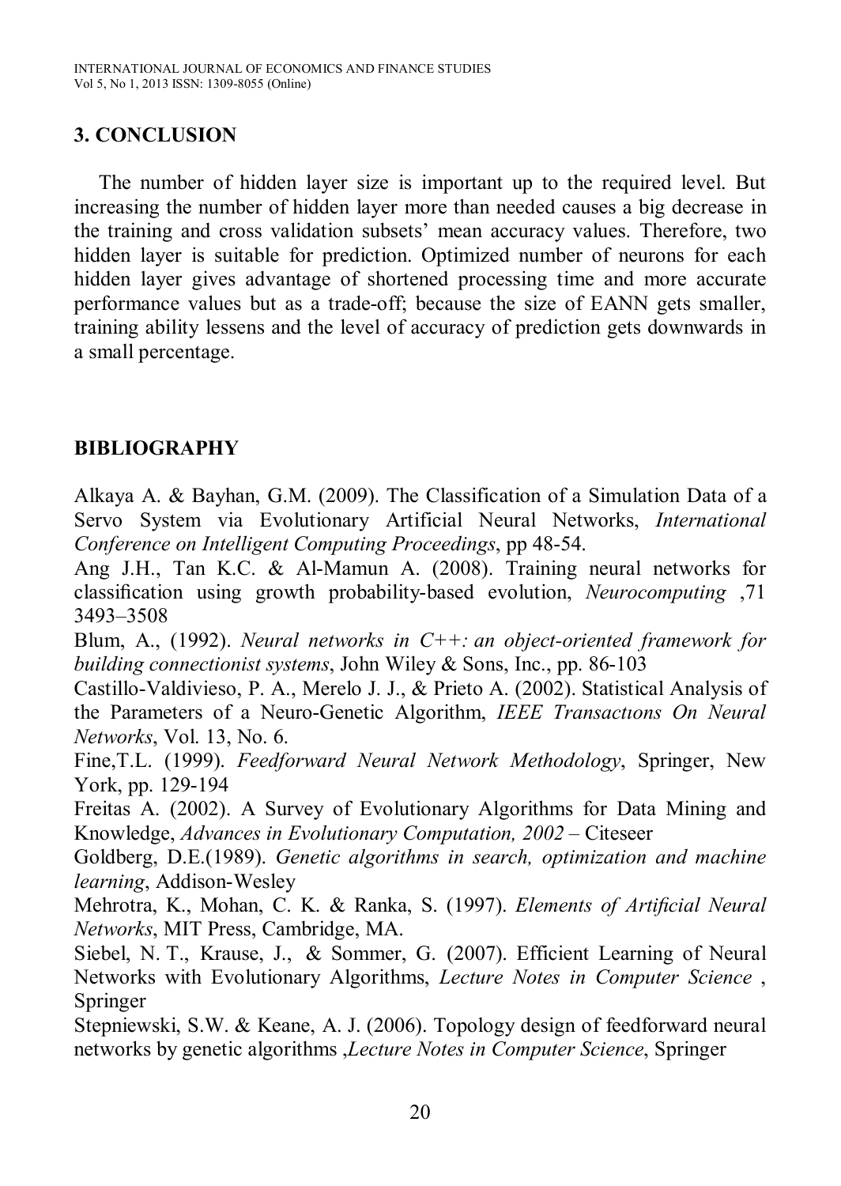## 3. CONCLUSION

The number of hidden layer size is important up to the required level. But increasing the number of hidden layer more than needed causes a big decrease in the training and cross validation subsets' mean accuracy values. Therefore, two hidden layer is suitable for prediction. Optimized number of neurons for each hidden layer gives advantage of shortened processing time and more accurate performance values but as a trade-off; because the size of EANN gets smaller, training ability lessens and the level of accuracy of prediction gets downwards in a small percentage.

## BIBLIOGRAPHY

Alkaya A. & Bayhan, G.M. (2009). The Classification of a Simulation Data of a Servo System via Evolutionary Artificial Neural Networks, *International Conference on Intelligent Computing Proceedings*, pp 48-54.

Ang J.H., Tan K.C. & Al-Mamun A. (2008). Training neural networks for classification using growth probability-based evolution, *Neurocomputing* ,71 3493–3508

Blum, A., (1992). *Neural networks in C++: an object-oriented framework for building connectionist systems*, John Wiley & Sons, Inc., pp. 86-103

Castillo-Valdivieso, P. A., Merelo J. J., & Prieto A. (2002). Statistical Analysis of the Parameters of a Neuro-Genetic Algorithm, *IEEE Transactıons On Neural Networks*, Vol. 13, No. 6.

Fine,T.L. (1999). *Feedforward Neural Network Methodology*, Springer, New York, pp. 129-194

Freitas A. (2002). A Survey of Evolutionary Algorithms for Data Mining and Knowledge, *Advances in Evolutionary Computation, 2002* – Citeseer

Goldberg, D.E.(1989). *Genetic algorithms in search, optimization and machine learning*, Addison-Wesley

Mehrotra, K., Mohan, C. K. & Ranka, S. (1997). *Elements of Artificial Neural Networks*, MIT Press, Cambridge, MA.

Siebel, N. T., Krause, J., & Sommer, G. (2007). Efficient Learning of Neural Networks with Evolutionary Algorithms, *Lecture Notes in Computer Science* , Springer

Stepniewski, S.W. & Keane, A. J. (2006). Topology design of feedforward neural networks by genetic algorithms ,*Lecture Notes in Computer Science*, Springer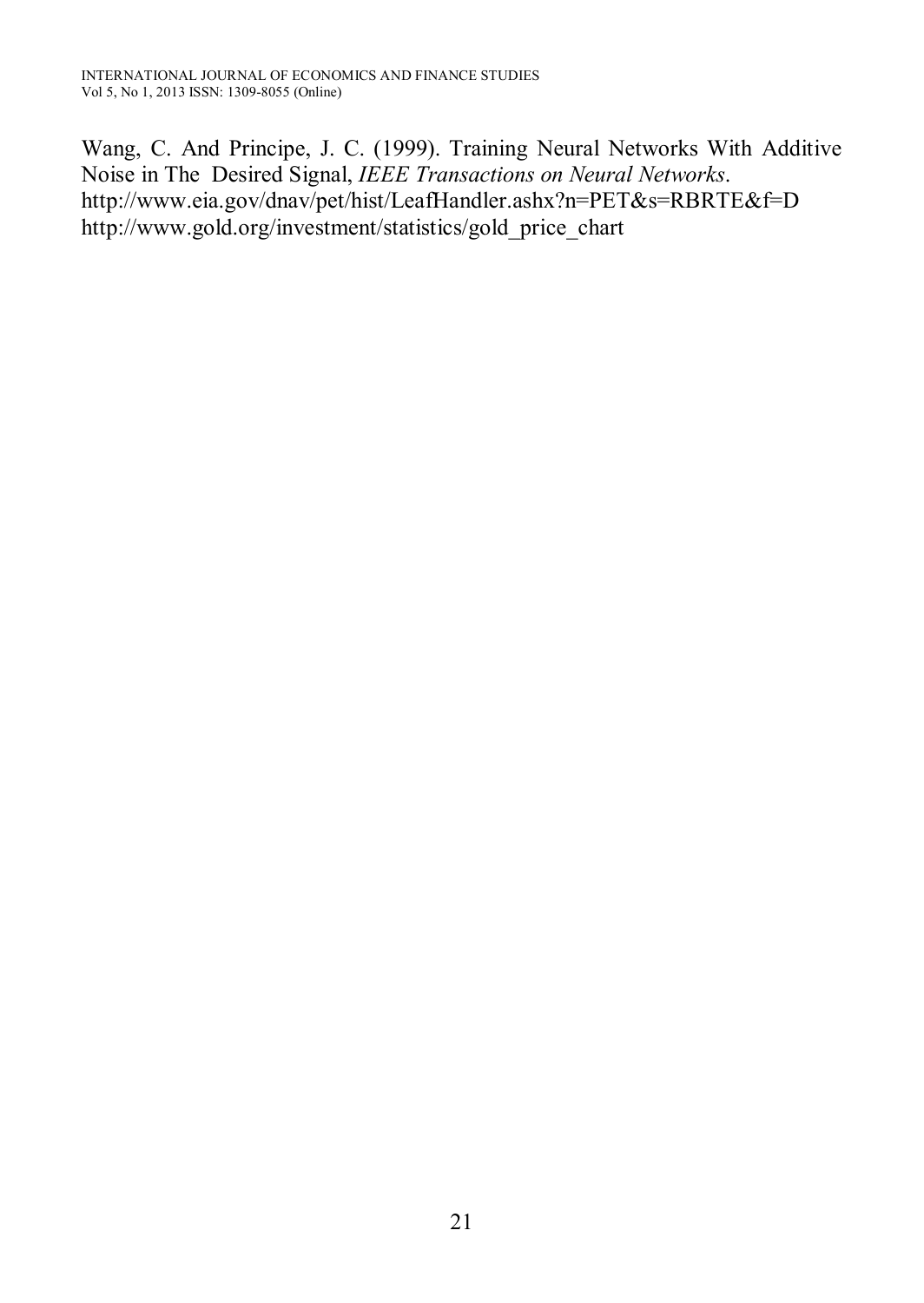Wang, C. And Principe, J. C. (1999). Training Neural Networks With Additive Noise in The Desired Signal, *IEEE Transactions on Neural Networks*.

http://www.eia.gov/dnav/pet/hist/LeafHandler.ashx?n=PET&s=RBRTE&f=D

http://www.gold.org/investment/statistics/gold_price_chart